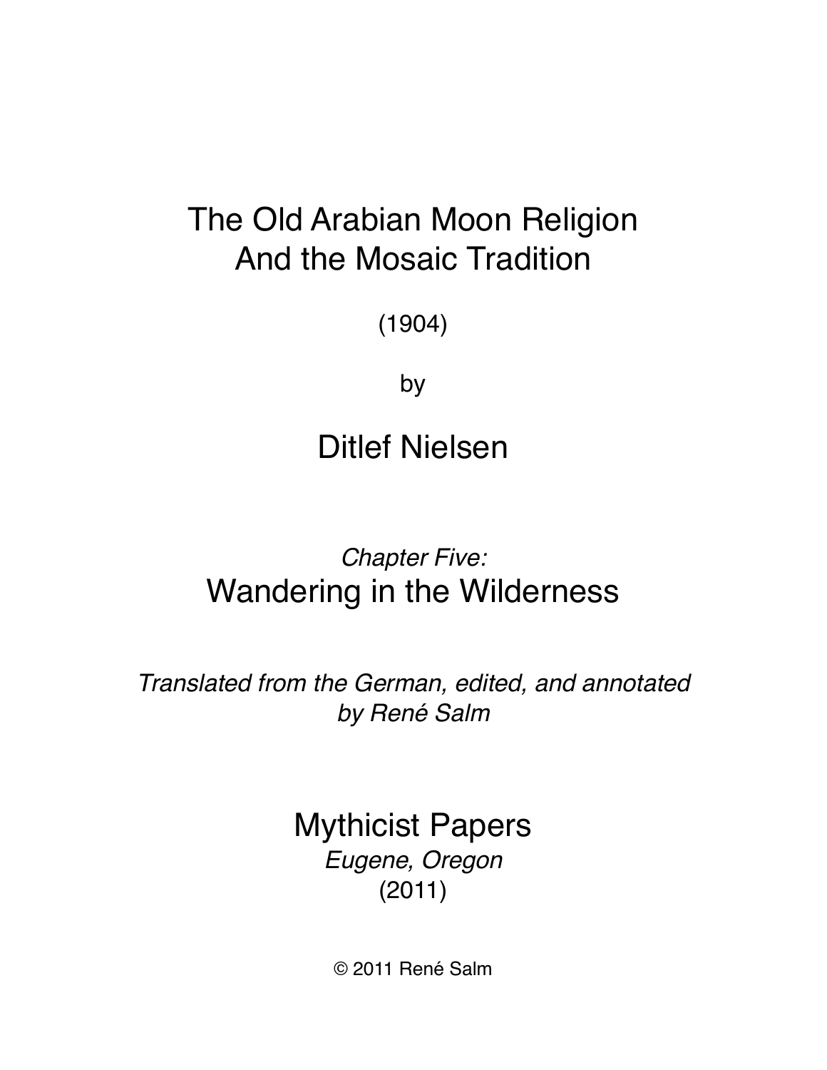# The Old Arabian Moon Religion And the Mosaic Tradition

(1904)

by

## Ditlef Nielsen

*Chapter Five:*

## Wandering in the Wilderness

*Translated from the German, edited, and annotated by René Salm*

Mythicist Papers

*Eugene, Oregon*

(2011)

© 2011 René Salm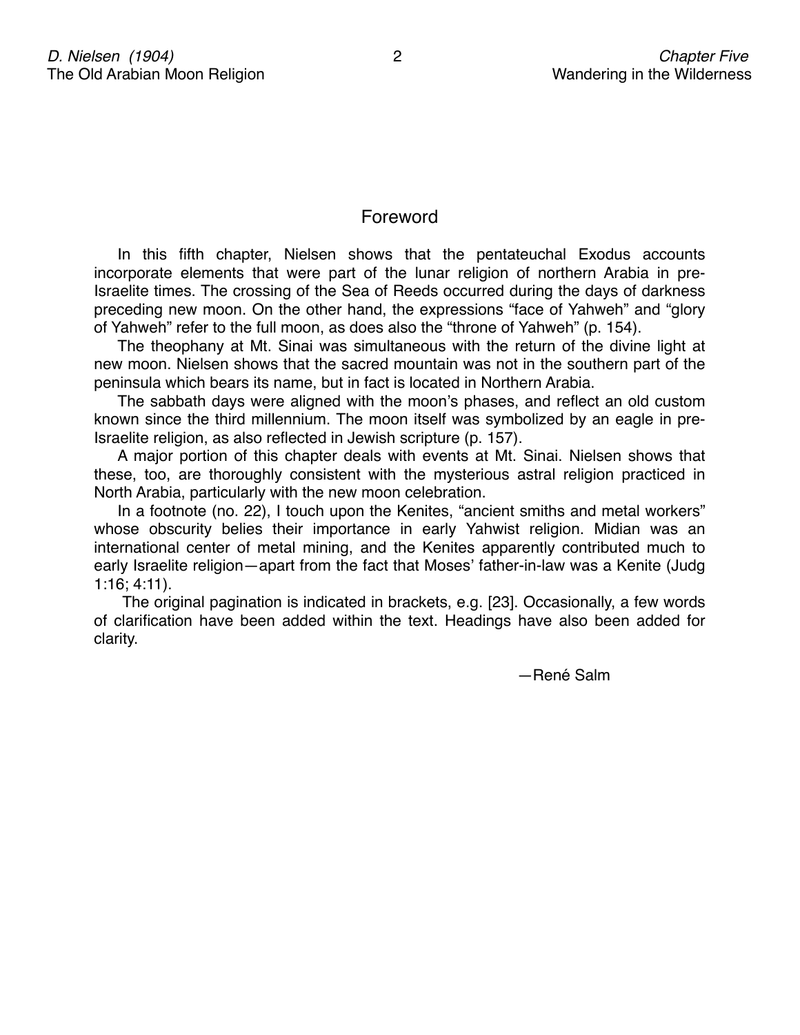## Foreword

In this fifth chapter, Nielsen shows that the pentateuchal Exodus accounts incorporate elements that were part of the lunar religion of northern Arabia in pre-Israelite times. The crossing of the Sea of Reeds occurred during the days of darkness preceding new moon. On the other hand, the expressions "face of Yahweh" and "glory of Yahweh" refer to the full moon, as does also the "throne of Yahweh" (p. 154).

The theophany at Mt. Sinai was simultaneous with the return of the divine light at new moon. Nielsen shows that the sacred mountain was not in the southern part of the peninsula which bears its name, but in fact is located in Northern Arabia.

The sabbath days were aligned with the moon's phases, and reflect an old custom known since the third millennium. The moon itself was symbolized by an eagle in pre-Israelite religion, as also reflected in Jewish scripture (p. 157).

A major portion of this chapter deals with events at Mt. Sinai. Nielsen shows that these, too, are thoroughly consistent with the mysterious astral religion practiced in North Arabia, particularly with the new moon celebration.

In a footnote (no. 22), I touch upon the Kenites, "ancient smiths and metal workers" whose obscurity belies their importance in early Yahwist religion. Midian was an international center of metal mining, and the Kenites apparently contributed much to early Israelite religion—apart from the fact that Moses' father-in-law was a Kenite (Judg 1:16; 4:11).

The original pagination is indicated in brackets, e.g. [23]. Occasionally, a few words of clarification have been added within the text. Headings have also been added for clarity.

—René Salm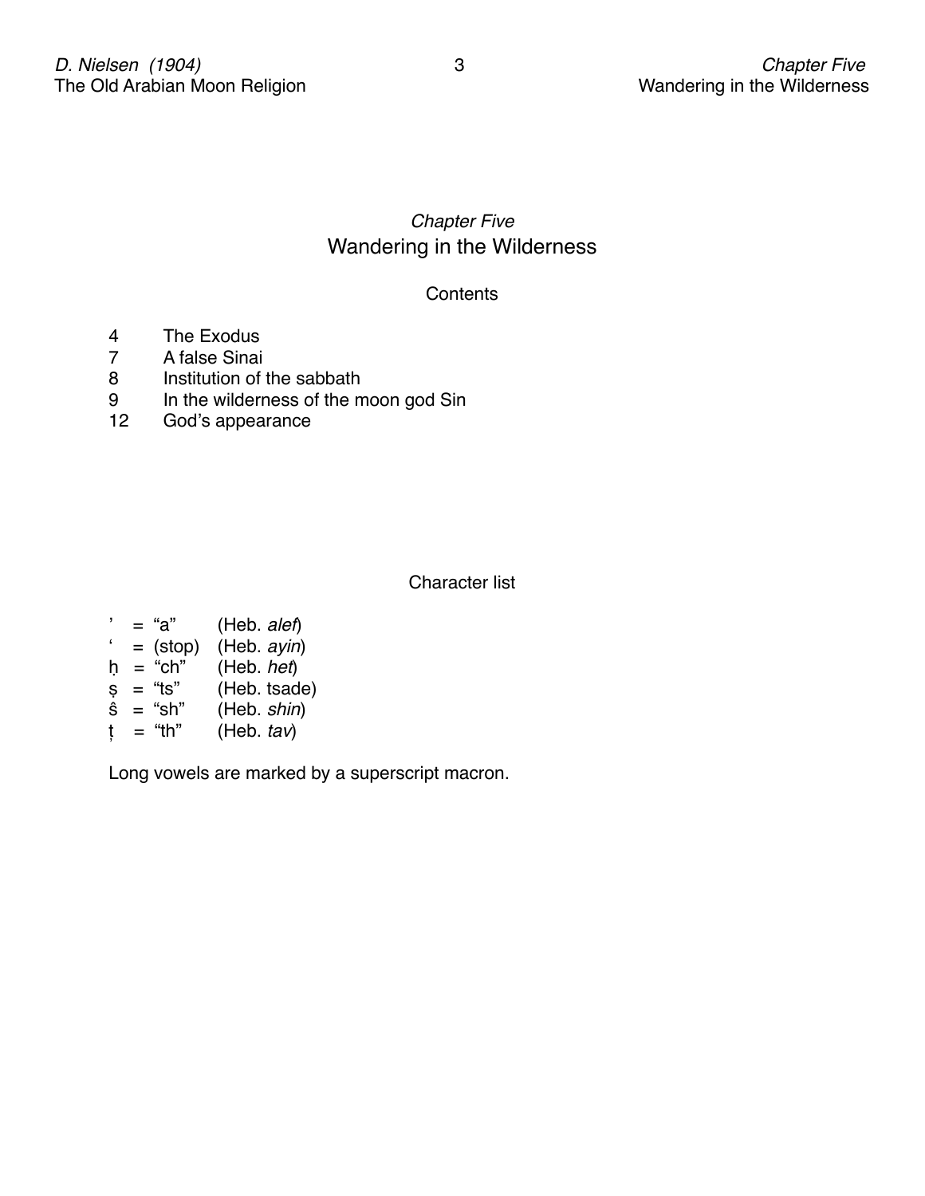*Chapter Five*

# Wandering in the Wilderness

## Contents

| | |
|---|---|
| 4 | The Exodus |
| 7 | A false Sinai |
| 8 | Institution of the sabbath |
| 9 | In the wilderness of the moon god Sin |
| 12 | God's appearance |

## Character list

| | | |
|---|---|---|
| ' | = "a" | (Heb. *alef*) |
| ' | = (stop) | (Heb. *ayin*) |
| ḥ | = "ch" | (Heb. *het*) |
| ṣ | = "ts" | (Heb. tsade) |
| ŝ | = "sh" | (Heb. *shin*) |
| ṭ | = "th" | (Heb. *tav*) |

Long vowels are marked by a superscript macron.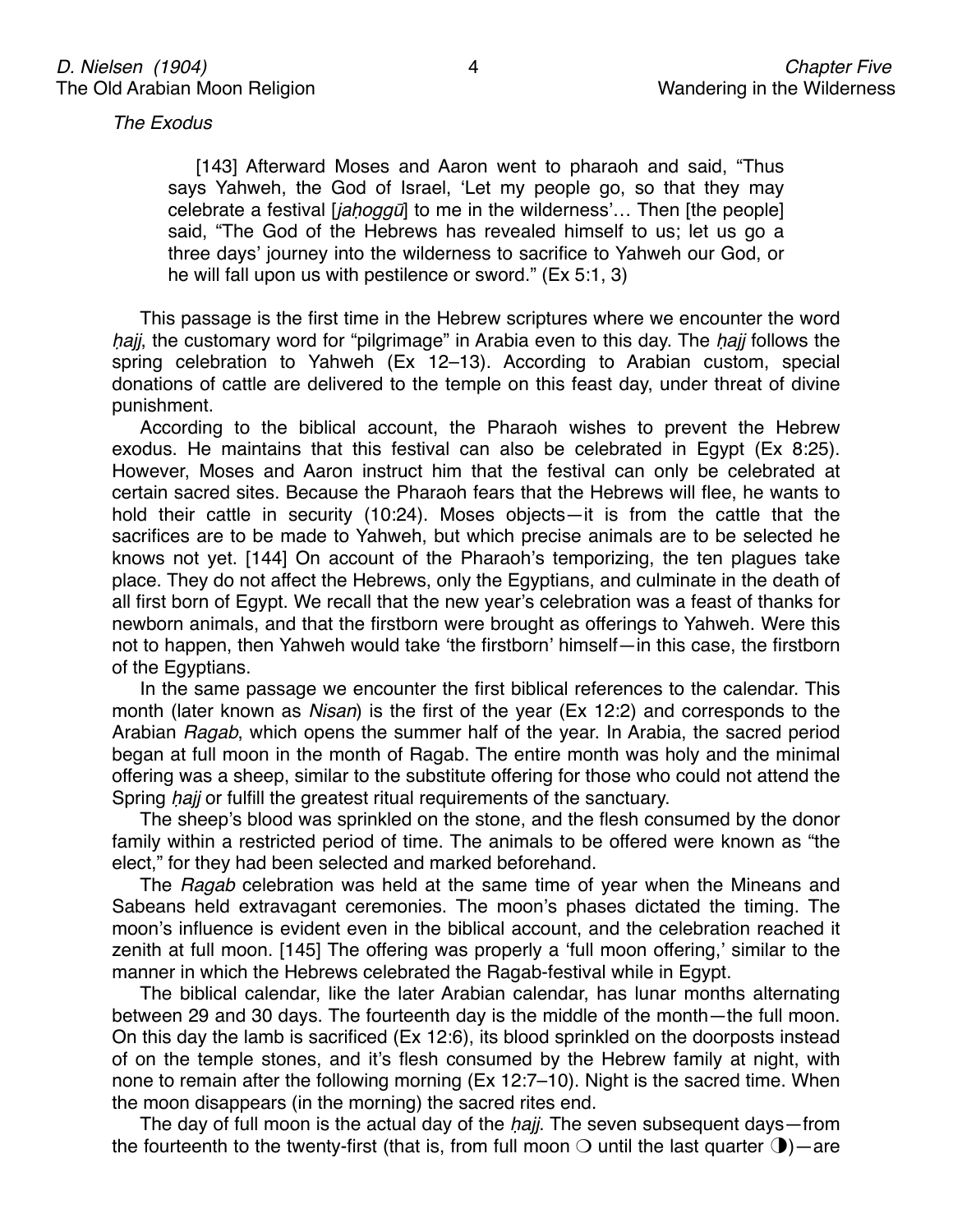*The Exodus*

> [143] Afterward Moses and Aaron went to pharaoh and said, "Thus says Yahweh, the God of Israel, 'Let my people go, so that they may celebrate a festival [*jaḥoggū*] to me in the wilderness'… Then [the people] said, "The God of the Hebrews has revealed himself to us; let us go a three days' journey into the wilderness to sacrifice to Yahweh our God, or he will fall upon us with pestilence or sword." (Ex 5:1, 3)

This passage is the first time in the Hebrew scriptures where we encounter the word *ḥajj*, the customary word for "pilgrimage" in Arabia even to this day. The *ḥajj* follows the spring celebration to Yahweh (Ex 12–13). According to Arabian custom, special donations of cattle are delivered to the temple on this feast day, under threat of divine punishment.

According to the biblical account, the Pharaoh wishes to prevent the Hebrew exodus. He maintains that this festival can also be celebrated in Egypt (Ex 8:25). However, Moses and Aaron instruct him that the festival can only be celebrated at certain sacred sites. Because the Pharaoh fears that the Hebrews will flee, he wants to hold their cattle in security (10:24). Moses objects—it is from the cattle that the sacrifices are to be made to Yahweh, but which precise animals are to be selected he knows not yet. [144] On account of the Pharaoh's temporizing, the ten plagues take place. They do not affect the Hebrews, only the Egyptians, and culminate in the death of all first born of Egypt. We recall that the new year's celebration was a feast of thanks for newborn animals, and that the firstborn were brought as offerings to Yahweh. Were this not to happen, then Yahweh would take 'the firstborn' himself—in this case, the firstborn of the Egyptians.

In the same passage we encounter the first biblical references to the calendar. This month (later known as *Nisan*) is the first of the year (Ex 12:2) and corresponds to the Arabian *Ragab*, which opens the summer half of the year. In Arabia, the sacred period began at full moon in the month of Ragab. The entire month was holy and the minimal offering was a sheep, similar to the substitute offering for those who could not attend the Spring *ḥajj* or fulfill the greatest ritual requirements of the sanctuary.

The sheep's blood was sprinkled on the stone, and the flesh consumed by the donor family within a restricted period of time. The animals to be offered were known as "the elect," for they had been selected and marked beforehand.

The *Ragab* celebration was held at the same time of year when the Mineans and Sabeans held extravagant ceremonies. The moon's phases dictated the timing. The moon's influence is evident even in the biblical account, and the celebration reached it zenith at full moon. [145] The offering was properly a 'full moon offering,' similar to the manner in which the Hebrews celebrated the Ragab-festival while in Egypt.

The biblical calendar, like the later Arabian calendar, has lunar months alternating between 29 and 30 days. The fourteenth day is the middle of the month—the full moon. On this day the lamb is sacrificed (Ex 12:6), its blood sprinkled on the doorposts instead of on the temple stones, and it's flesh consumed by the Hebrew family at night, with none to remain after the following morning (Ex 12:7–10). Night is the sacred time. When the moon disappears (in the morning) the sacred rites end.

The day of full moon is the actual day of the *ḥajj*. The seven subsequent days—from the fourteenth to the twenty-first (that is, from full moon ❍ until the last quarter ◑)—are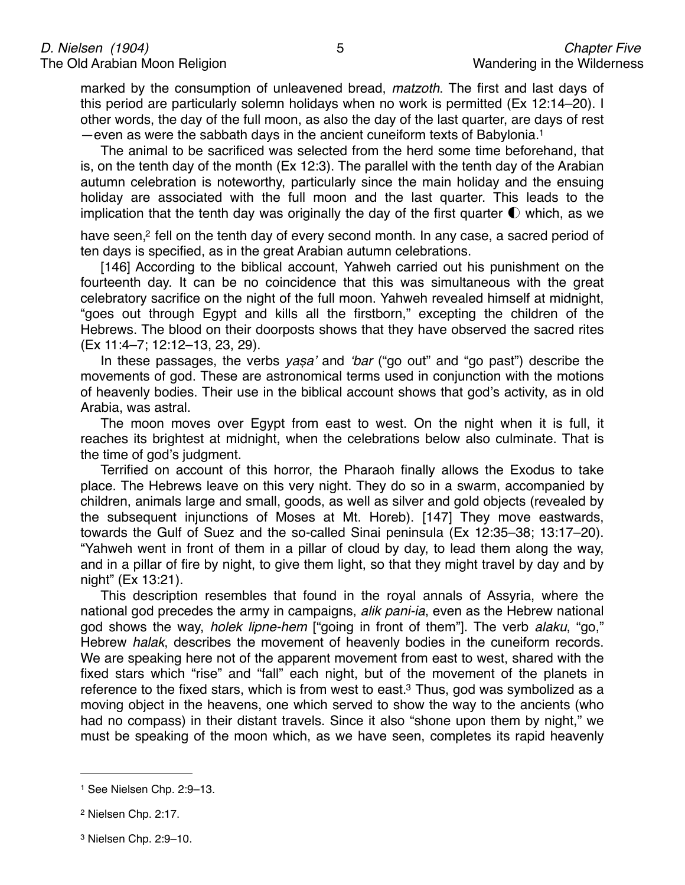marked by the consumption of unleavened bread, *matzoth*. The first and last days of this period are particularly solemn holidays when no work is permitted (Ex 12:14–20). I other words, the day of the full moon, as also the day of the last quarter, are days of rest —even as were the sabbath days in the ancient cuneiform texts of Babylonia.[1]

The animal to be sacrificed was selected from the herd some time beforehand, that is, on the tenth day of the month (Ex 12:3). The parallel with the tenth day of the Arabian autumn celebration is noteworthy, particularly since the main holiday and the ensuing holiday are associated with the full moon and the last quarter. This leads to the implication that the tenth day was originally the day of the first quarter ◐ which, as we have seen,[2] fell on the tenth day of every second month. In any case, a sacred period of ten days is specified, as in the great Arabian autumn celebrations.

[146] According to the biblical account, Yahweh carried out his punishment on the fourteenth day. It can be no coincidence that this was simultaneous with the great celebratory sacrifice on the night of the full moon. Yahweh revealed himself at midnight, "goes out through Egypt and kills all the firstborn," excepting the children of the Hebrews. The blood on their doorposts shows that they have observed the sacred rites (Ex 11:4–7; 12:12–13, 23, 29).

In these passages, the verbs *yaṣa'* and *'bar* ("go out" and "go past") describe the movements of god. These are astronomical terms used in conjunction with the motions of heavenly bodies. Their use in the biblical account shows that god's activity, as in old Arabia, was astral.

The moon moves over Egypt from east to west. On the night when it is full, it reaches its brightest at midnight, when the celebrations below also culminate. That is the time of god's judgment.

Terrified on account of this horror, the Pharaoh finally allows the Exodus to take place. The Hebrews leave on this very night. They do so in a swarm, accompanied by children, animals large and small, goods, as well as silver and gold objects (revealed by the subsequent injunctions of Moses at Mt. Horeb). [147] They move eastwards, towards the Gulf of Suez and the so-called Sinai peninsula (Ex 12:35–38; 13:17–20). "Yahweh went in front of them in a pillar of cloud by day, to lead them along the way, and in a pillar of fire by night, to give them light, so that they might travel by day and by night" (Ex 13:21).

This description resembles that found in the royal annals of Assyria, where the national god precedes the army in campaigns, *alik pani-ia*, even as the Hebrew national god shows the way, *holek lipne-hem* ["going in front of them"]. The verb *alaku*, "go," Hebrew *halak*, describes the movement of heavenly bodies in the cuneiform records. We are speaking here not of the apparent movement from east to west, shared with the fixed stars which "rise" and "fall" each night, but of the movement of the planets in reference to the fixed stars, which is from west to east.[3] Thus, god was symbolized as a moving object in the heavens, one which served to show the way to the ancients (who had no compass) in their distant travels. Since it also "shone upon them by night," we must be speaking of the moon which, as we have seen, completes its rapid heavenly

---

[1] See Nielsen Chp. 2:9–13.

[2] Nielsen Chp. 2:17.

[3] Nielsen Chp. 2:9–10.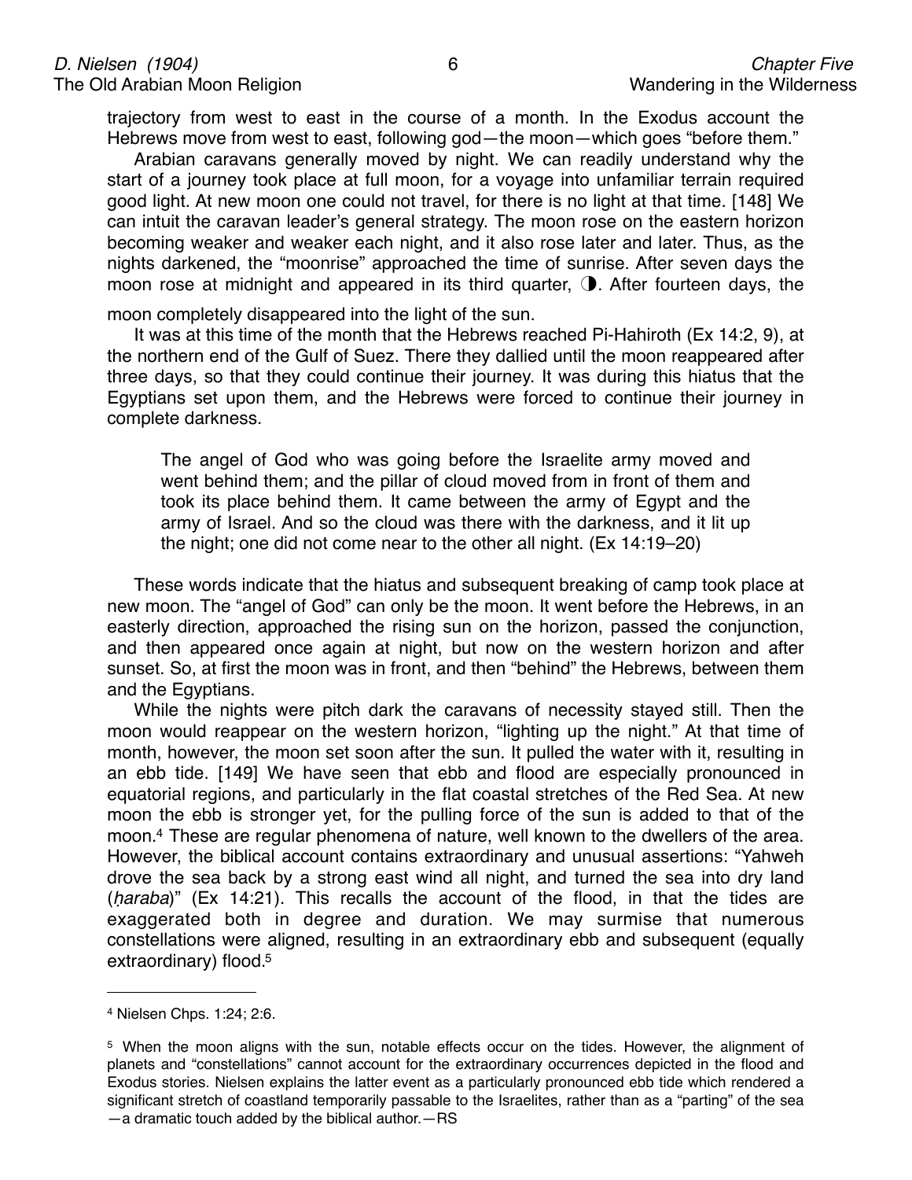trajectory from west to east in the course of a month. In the Exodus account the Hebrews move from west to east, following god—the moon—which goes "before them."

Arabian caravans generally moved by night. We can readily understand why the start of a journey took place at full moon, for a voyage into unfamiliar terrain required good light. At new moon one could not travel, for there is no light at that time. [148] We can intuit the caravan leader's general strategy. The moon rose on the eastern horizon becoming weaker and weaker each night, and it also rose later and later. Thus, as the nights darkened, the "moonrise" approached the time of sunrise. After seven days the moon rose at midnight and appeared in its third quarter, ◑. After fourteen days, the moon completely disappeared into the light of the sun.

It was at this time of the month that the Hebrews reached Pi-Hahiroth (Ex 14:2, 9), at the northern end of the Gulf of Suez. There they dallied until the moon reappeared after three days, so that they could continue their journey. It was during this hiatus that the Egyptians set upon them, and the Hebrews were forced to continue their journey in complete darkness.

> The angel of God who was going before the Israelite army moved and went behind them; and the pillar of cloud moved from in front of them and took its place behind them. It came between the army of Egypt and the army of Israel. And so the cloud was there with the darkness, and it lit up the night; one did not come near to the other all night. (Ex 14:19–20)

These words indicate that the hiatus and subsequent breaking of camp took place at new moon. The "angel of God" can only be the moon. It went before the Hebrews, in an easterly direction, approached the rising sun on the horizon, passed the conjunction, and then appeared once again at night, but now on the western horizon and after sunset. So, at first the moon was in front, and then "behind" the Hebrews, between them and the Egyptians.

While the nights were pitch dark the caravans of necessity stayed still. Then the moon would reappear on the western horizon, "lighting up the night." At that time of month, however, the moon set soon after the sun. It pulled the water with it, resulting in an ebb tide. [149] We have seen that ebb and flood are especially pronounced in equatorial regions, and particularly in the flat coastal stretches of the Red Sea. At new moon the ebb is stronger yet, for the pulling force of the sun is added to that of the moon.[4] These are regular phenomena of nature, well known to the dwellers of the area. However, the biblical account contains extraordinary and unusual assertions: "Yahweh drove the sea back by a strong east wind all night, and turned the sea into dry land (*ḥaraba*)" (Ex 14:21). This recalls the account of the flood, in that the tides are exaggerated both in degree and duration. We may surmise that numerous constellations were aligned, resulting in an extraordinary ebb and subsequent (equally extraordinary) flood.[5]

---

[4] Nielsen Chps. 1:24; 2:6.

[5] When the moon aligns with the sun, notable effects occur on the tides. However, the alignment of planets and "constellations" cannot account for the extraordinary occurrences depicted in the flood and Exodus stories. Nielsen explains the latter event as a particularly pronounced ebb tide which rendered a significant stretch of coastland temporarily passable to the Israelites, rather than as a "parting" of the sea—a dramatic touch added by the biblical author.—RS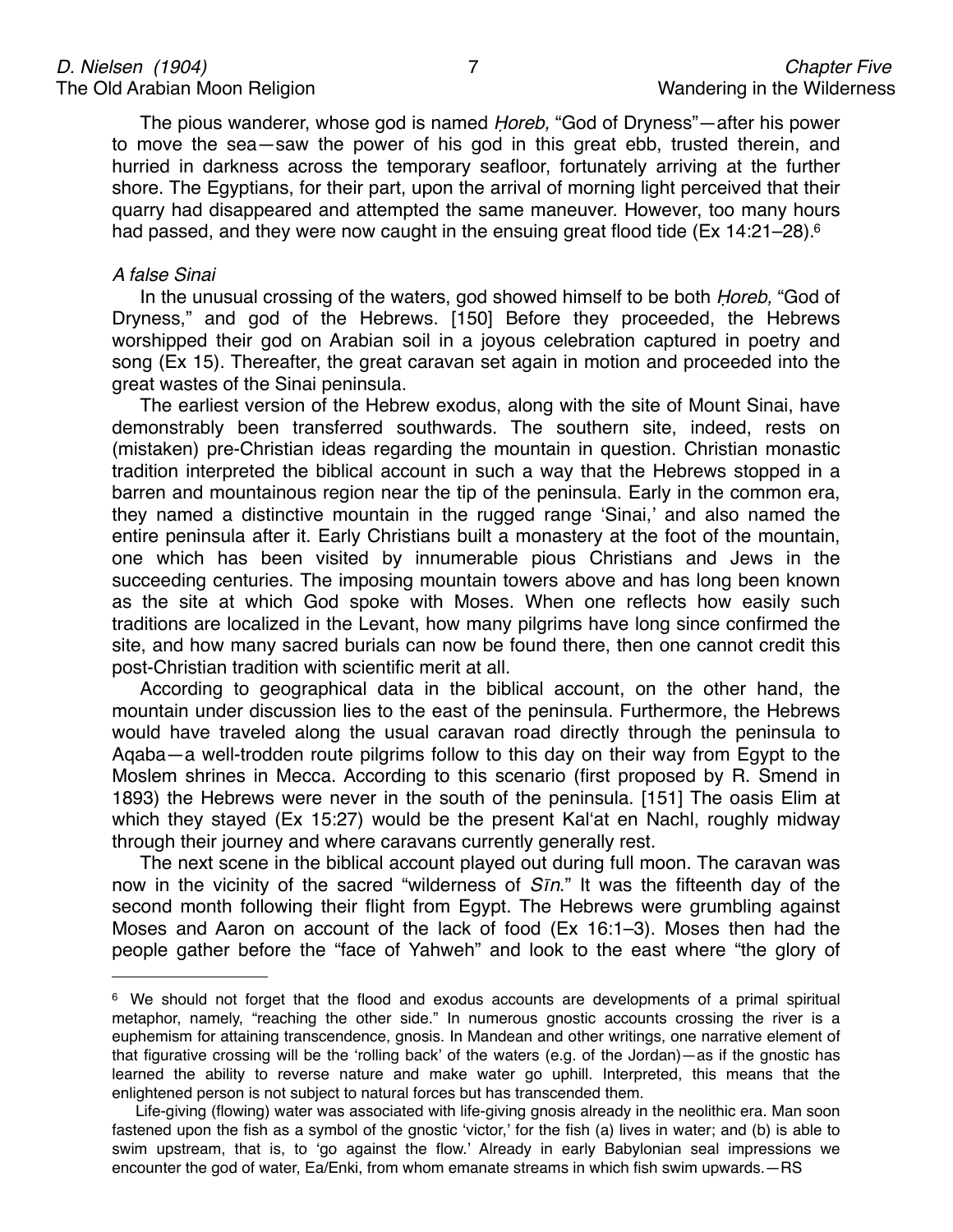The pious wanderer, whose god is named *Ḥoreb,* "God of Dryness"—after his power to move the sea—saw the power of his god in this great ebb, trusted therein, and hurried in darkness across the temporary seafloor, fortunately arriving at the further shore. The Egyptians, for their part, upon the arrival of morning light perceived that their quarry had disappeared and attempted the same maneuver. However, too many hours had passed, and they were now caught in the ensuing great flood tide (Ex 14:21–28).[6]

*A false Sinai*

In the unusual crossing of the waters, god showed himself to be both *Ḥoreb,* "God of Dryness," and god of the Hebrews. [150] Before they proceeded, the Hebrews worshipped their god on Arabian soil in a joyous celebration captured in poetry and song (Ex 15). Thereafter, the great caravan set again in motion and proceeded into the great wastes of the Sinai peninsula.

The earliest version of the Hebrew exodus, along with the site of Mount Sinai, have demonstrably been transferred southwards. The southern site, indeed, rests on (mistaken) pre-Christian ideas regarding the mountain in question. Christian monastic tradition interpreted the biblical account in such a way that the Hebrews stopped in a barren and mountainous region near the tip of the peninsula. Early in the common era, they named a distinctive mountain in the rugged range 'Sinai,' and also named the entire peninsula after it. Early Christians built a monastery at the foot of the mountain, one which has been visited by innumerable pious Christians and Jews in the succeeding centuries. The imposing mountain towers above and has long been known as the site at which God spoke with Moses. When one reflects how easily such traditions are localized in the Levant, how many pilgrims have long since confirmed the site, and how many sacred burials can now be found there, then one cannot credit this post-Christian tradition with scientific merit at all.

According to geographical data in the biblical account, on the other hand, the mountain under discussion lies to the east of the peninsula. Furthermore, the Hebrews would have traveled along the usual caravan road directly through the peninsula to Aqaba—a well-trodden route pilgrims follow to this day on their way from Egypt to the Moslem shrines in Mecca. According to this scenario (first proposed by R. Smend in 1893) the Hebrews were never in the south of the peninsula. [151] The oasis Elim at which they stayed (Ex 15:27) would be the present Kal'at en Nachl, roughly midway through their journey and where caravans currently generally rest.

The next scene in the biblical account played out during full moon. The caravan was now in the vicinity of the sacred "wilderness of *Sīn*." It was the fifteenth day of the second month following their flight from Egypt. The Hebrews were grumbling against Moses and Aaron on account of the lack of food (Ex 16:1–3). Moses then had the people gather before the "face of Yahweh" and look to the east where "the glory of

---

[6] We should not forget that the flood and exodus accounts are developments of a primal spiritual metaphor, namely, "reaching the other side." In numerous gnostic accounts crossing the river is a euphemism for attaining transcendence, gnosis. In Mandean and other writings, one narrative element of that figurative crossing will be the 'rolling back' of the waters (e.g. of the Jordan)—as if the gnostic has learned the ability to reverse nature and make water go uphill. Interpreted, this means that the enlightened person is not subject to natural forces but has transcended them.

Life-giving (flowing) water was associated with life-giving gnosis already in the neolithic era. Man soon fastened upon the fish as a symbol of the gnostic 'victor,' for the fish (a) lives in water; and (b) is able to swim upstream, that is, to 'go against the flow.' Already in early Babylonian seal impressions we encounter the god of water, Ea/Enki, from whom emanate streams in which fish swim upwards.—RS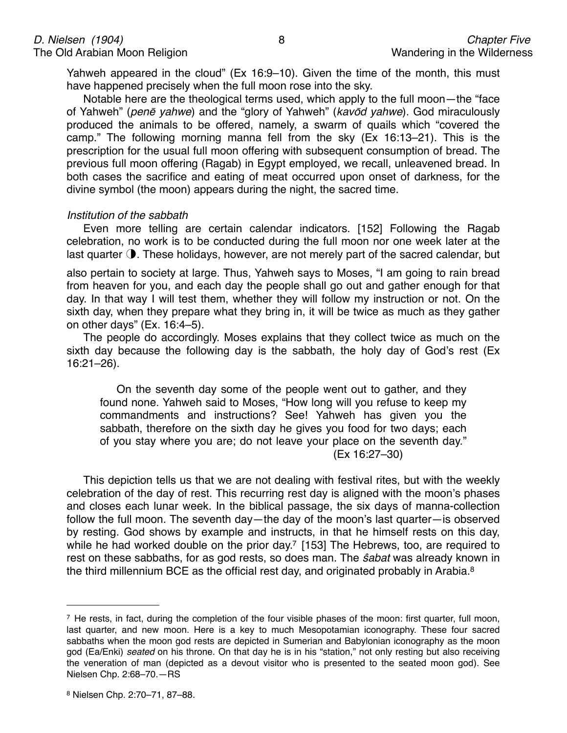Yahweh appeared in the cloud" (Ex 16:9–10). Given the time of the month, this must have happened precisely when the full moon rose into the sky.

Notable here are the theological terms used, which apply to the full moon—the "face of Yahweh" (*penē yahwe*) and the "glory of Yahweh" (*kavōd yahwe*). God miraculously produced the animals to be offered, namely, a swarm of quails which "covered the camp." The following morning manna fell from the sky (Ex 16:13–21). This is the prescription for the usual full moon offering with subsequent consumption of bread. The previous full moon offering (Ragab) in Egypt employed, we recall, unleavened bread. In both cases the sacrifice and eating of meat occurred upon onset of darkness, for the divine symbol (the moon) appears during the night, the sacred time.

*Institution of the sabbath*

Even more telling are certain calendar indicators. [152] Following the Ragab celebration, no work is to be conducted during the full moon nor one week later at the last quarter ◑. These holidays, however, are not merely part of the sacred calendar, but also pertain to society at large. Thus, Yahweh says to Moses, "I am going to rain bread from heaven for you, and each day the people shall go out and gather enough for that day. In that way I will test them, whether they will follow my instruction or not. On the sixth day, when they prepare what they bring in, it will be twice as much as they gather on other days" (Ex. 16:4–5).

The people do accordingly. Moses explains that they collect twice as much on the sixth day because the following day is the sabbath, the holy day of God's rest (Ex 16:21–26).

> On the seventh day some of the people went out to gather, and they found none. Yahweh said to Moses, "How long will you refuse to keep my commandments and instructions? See! Yahweh has given you the sabbath, therefore on the sixth day he gives you food for two days; each of you stay where you are; do not leave your place on the seventh day." (Ex 16:27–30)

This depiction tells us that we are not dealing with festival rites, but with the weekly celebration of the day of rest. This recurring rest day is aligned with the moon's phases and closes each lunar week. In the biblical passage, the six days of manna-collection follow the full moon. The seventh day—the day of the moon's last quarter—is observed by resting. God shows by example and instructs, in that he himself rests on this day, while he had worked double on the prior day.[7] [153] The Hebrews, too, are required to rest on these sabbaths, for as god rests, so does man. The *ŝabat* was already known in the third millennium BCE as the official rest day, and originated probably in Arabia.[8]

---

[7] He rests, in fact, during the completion of the four visible phases of the moon: first quarter, full moon, last quarter, and new moon. Here is a key to much Mesopotamian iconography. These four sacred sabbaths when the moon god rests are depicted in Sumerian and Babylonian iconography as the moon god (Ea/Enki) *seated* on his throne. On that day he is in his "station," not only resting but also receiving the veneration of man (depicted as a devout visitor who is presented to the seated moon god). See Nielsen Chp. 2:68–70.—RS

[8] Nielsen Chp. 2:70–71, 87–88.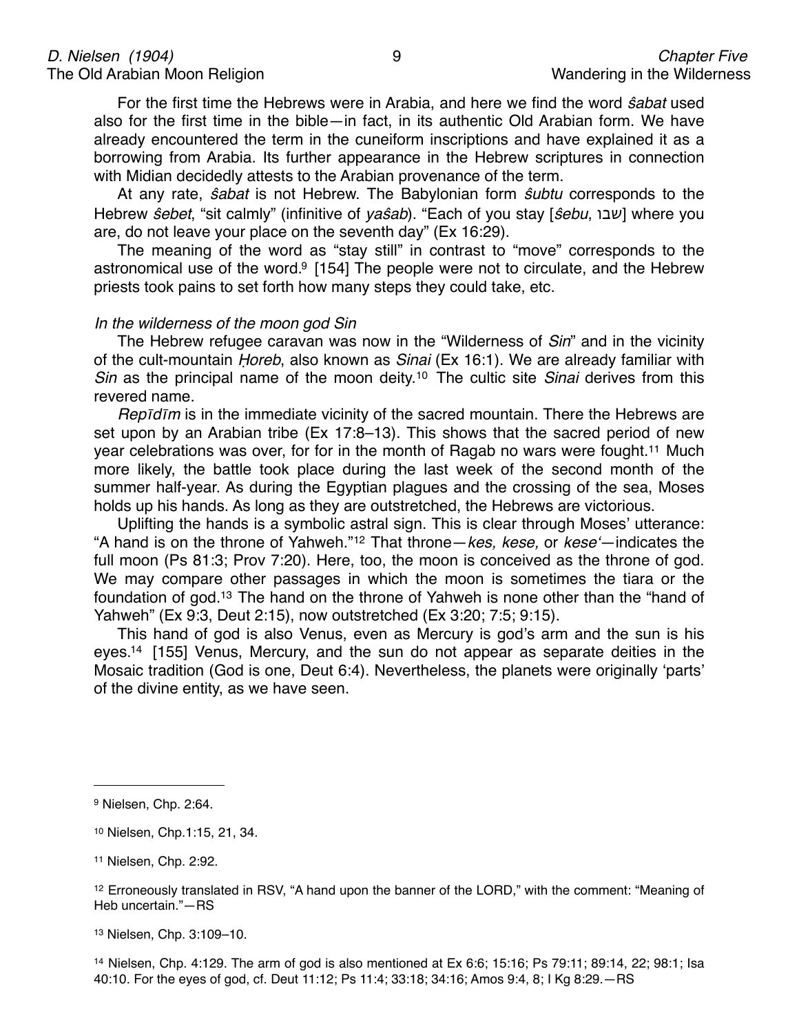For the first time the Hebrews were in Arabia, and here we find the word *ŝabat* used also for the first time in the bible—in fact, in its authentic Old Arabian form. We have already encountered the term in the cuneiform inscriptions and have explained it as a borrowing from Arabia. Its further appearance in the Hebrew scriptures in connection with Midian decidedly attests to the Arabian provenance of the term.

At any rate, *ŝabat* is not Hebrew. The Babylonian form *ŝubtu* corresponds to the Hebrew *ŝebet*, "sit calmly" (infinitive of *yaŝab*). "Each of you stay [*ŝebu*, שבו] where you are, do not leave your place on the seventh day" (Ex 16:29).

The meaning of the word as "stay still" in contrast to "move" corresponds to the astronomical use of the word.[9] [154] The people were not to circulate, and the Hebrew priests took pains to set forth how many steps they could take, etc.

*In the wilderness of the moon god Sin*

The Hebrew refugee caravan was now in the "Wilderness of *Sin*" and in the vicinity of the cult-mountain *Ḥoreb*, also known as *Sinai* (Ex 16:1). We are already familiar with *Sin* as the principal name of the moon deity.[10] The cultic site *Sinai* derives from this revered name.

*Repīdīm* is in the immediate vicinity of the sacred mountain. There the Hebrews are set upon by an Arabian tribe (Ex 17:8–13). This shows that the sacred period of new year celebrations was over, for for in the month of Ragab no wars were fought.[11] Much more likely, the battle took place during the last week of the second month of the summer half-year. As during the Egyptian plagues and the crossing of the sea, Moses holds up his hands. As long as they are outstretched, the Hebrews are victorious.

Uplifting the hands is a symbolic astral sign. This is clear through Moses' utterance: "A hand is on the throne of Yahweh."[12] That throne—*kes, kese,* or *kese'*—indicates the full moon (Ps 81:3; Prov 7:20). Here, too, the moon is conceived as the throne of god. We may compare other passages in which the moon is sometimes the tiara or the foundation of god.[13] The hand on the throne of Yahweh is none other than the "hand of Yahweh" (Ex 9:3, Deut 2:15), now outstretched (Ex 3:20; 7:5; 9:15).

This hand of god is also Venus, even as Mercury is god's arm and the sun is his eyes.[14] [155] Venus, Mercury, and the sun do not appear as separate deities in the Mosaic tradition (God is one, Deut 6:4). Nevertheless, the planets were originally 'parts' of the divine entity, as we have seen.

---

[9] Nielsen, Chp. 2:64.

[10] Nielsen, Chp.1:15, 21, 34.

[11] Nielsen, Chp. 2:92.

[12] Erroneously translated in RSV, "A hand upon the banner of the LORD," with the comment: "Meaning of Heb uncertain."—RS

[13] Nielsen, Chp. 3:109–10.

[14] Nielsen, Chp. 4:129. The arm of god is also mentioned at Ex 6:6; 15:16; Ps 79:11; 89:14, 22; 98:1; Isa 40:10. For the eyes of god, cf. Deut 11:12; Ps 11:4; 33:18; 34:16; Amos 9:4, 8; I Kg 8:29.—RS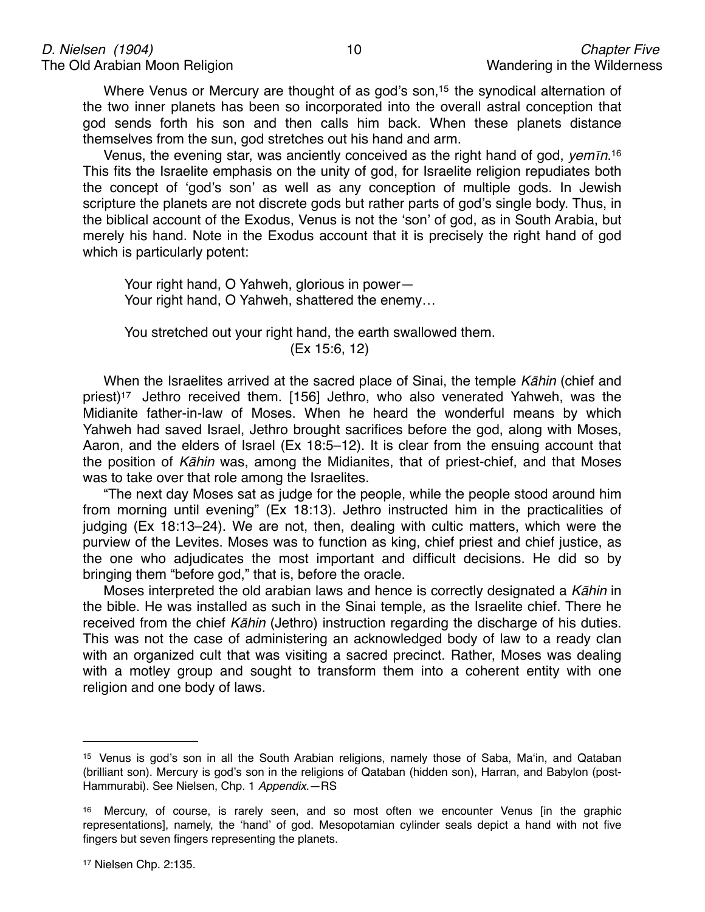Where Venus or Mercury are thought of as god's son,[15] the synodical alternation of the two inner planets has been so incorporated into the overall astral conception that god sends forth his son and then calls him back. When these planets distance themselves from the sun, god stretches out his hand and arm.

Venus, the evening star, was anciently conceived as the right hand of god, *yemīn*.[16] This fits the Israelite emphasis on the unity of god, for Israelite religion repudiates both the concept of 'god's son' as well as any conception of multiple gods. In Jewish scripture the planets are not discrete gods but rather parts of god's single body. Thus, in the biblical account of the Exodus, Venus is not the 'son' of god, as in South Arabia, but merely his hand. Note in the Exodus account that it is precisely the right hand of god which is particularly potent:

> Your right hand, O Yahweh, glorious in power—
> Your right hand, O Yahweh, shattered the enemy…
>
> You stretched out your right hand, the earth swallowed them.
> (Ex 15:6, 12)

When the Israelites arrived at the sacred place of Sinai, the temple *Kāhin* (chief and priest)[17] Jethro received them. [156] Jethro, who also venerated Yahweh, was the Midianite father-in-law of Moses. When he heard the wonderful means by which Yahweh had saved Israel, Jethro brought sacrifices before the god, along with Moses, Aaron, and the elders of Israel (Ex 18:5–12). It is clear from the ensuing account that the position of *Kāhin* was, among the Midianites, that of priest-chief, and that Moses was to take over that role among the Israelites.

"The next day Moses sat as judge for the people, while the people stood around him from morning until evening" (Ex 18:13). Jethro instructed him in the practicalities of judging (Ex 18:13–24). We are not, then, dealing with cultic matters, which were the purview of the Levites. Moses was to function as king, chief priest and chief justice, as the one who adjudicates the most important and difficult decisions. He did so by bringing them "before god," that is, before the oracle.

Moses interpreted the old arabian laws and hence is correctly designated a *Kāhin* in the bible. He was installed as such in the Sinai temple, as the Israelite chief. There he received from the chief *Kāhin* (Jethro) instruction regarding the discharge of his duties. This was not the case of administering an acknowledged body of law to a ready clan with an organized cult that was visiting a sacred precinct. Rather, Moses was dealing with a motley group and sought to transform them into a coherent entity with one religion and one body of laws.

---

[15] Venus is god's son in all the South Arabian religions, namely those of Saba, Ma'in, and Qataban (brilliant son). Mercury is god's son in the religions of Qataban (hidden son), Harran, and Babylon (post-Hammurabi). See Nielsen, Chp. 1 *Appendix*.—RS

[16] Mercury, of course, is rarely seen, and so most often we encounter Venus [in the graphic representations], namely, the 'hand' of god. Mesopotamian cylinder seals depict a hand with not five fingers but seven fingers representing the planets.

[17] Nielsen Chp. 2:135.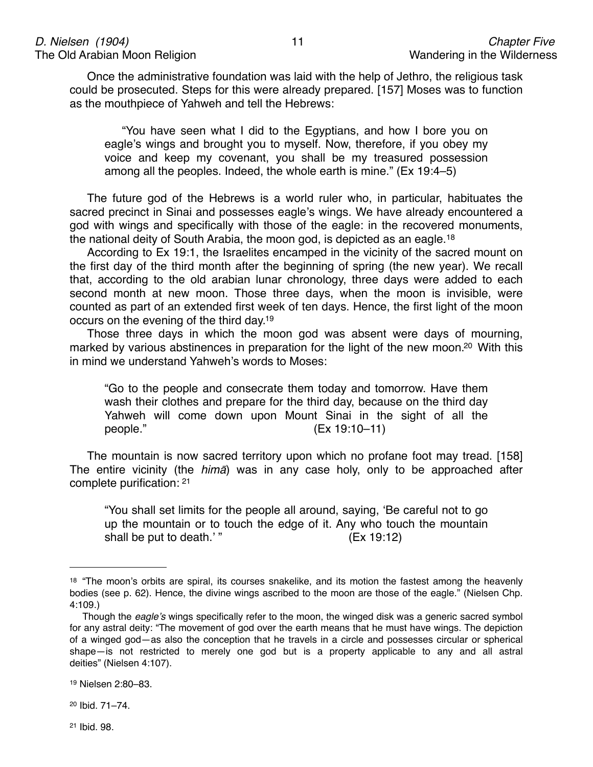Once the administrative foundation was laid with the help of Jethro, the religious task could be prosecuted. Steps for this were already prepared. [157] Moses was to function as the mouthpiece of Yahweh and tell the Hebrews:

> "You have seen what I did to the Egyptians, and how I bore you on eagle's wings and brought you to myself. Now, therefore, if you obey my voice and keep my covenant, you shall be my treasured possession among all the peoples. Indeed, the whole earth is mine." (Ex 19:4–5)

The future god of the Hebrews is a world ruler who, in particular, habituates the sacred precinct in Sinai and possesses eagle's wings. We have already encountered a god with wings and specifically with those of the eagle: in the recovered monuments, the national deity of South Arabia, the moon god, is depicted as an eagle.[18]

According to Ex 19:1, the Israelites encamped in the vicinity of the sacred mount on the first day of the third month after the beginning of spring (the new year). We recall that, according to the old arabian lunar chronology, three days were added to each second month at new moon. Those three days, when the moon is invisible, were counted as part of an extended first week of ten days. Hence, the first light of the moon occurs on the evening of the third day.[19]

Those three days in which the moon god was absent were days of mourning, marked by various abstinences in preparation for the light of the new moon.[20] With this in mind we understand Yahweh's words to Moses:

> "Go to the people and consecrate them today and tomorrow. Have them wash their clothes and prepare for the third day, because on the third day Yahweh will come down upon Mount Sinai in the sight of all the people." (Ex 19:10–11)

The mountain is now sacred territory upon which no profane foot may tread. [158] The entire vicinity (the *himā*) was in any case holy, only to be approached after complete purification: [21]

> "You shall set limits for the people all around, saying, 'Be careful not to go up the mountain or to touch the edge of it. Any who touch the mountain shall be put to death.' " (Ex 19:12)

---

[18] "The moon's orbits are spiral, its courses snakelike, and its motion the fastest among the heavenly bodies (see p. 62). Hence, the divine wings ascribed to the moon are those of the eagle." (Nielsen Chp. 4:109.)

Though the *eagle's* wings specifically refer to the moon, the winged disk was a generic sacred symbol for any astral deity: "The movement of god over the earth means that he must have wings. The depiction of a winged god—as also the conception that he travels in a circle and possesses circular or spherical shape—is not restricted to merely one god but is a property applicable to any and all astral deities" (Nielsen 4:107).

[19] Nielsen 2:80–83.

[20] Ibid. 71–74.

[21] Ibid. 98.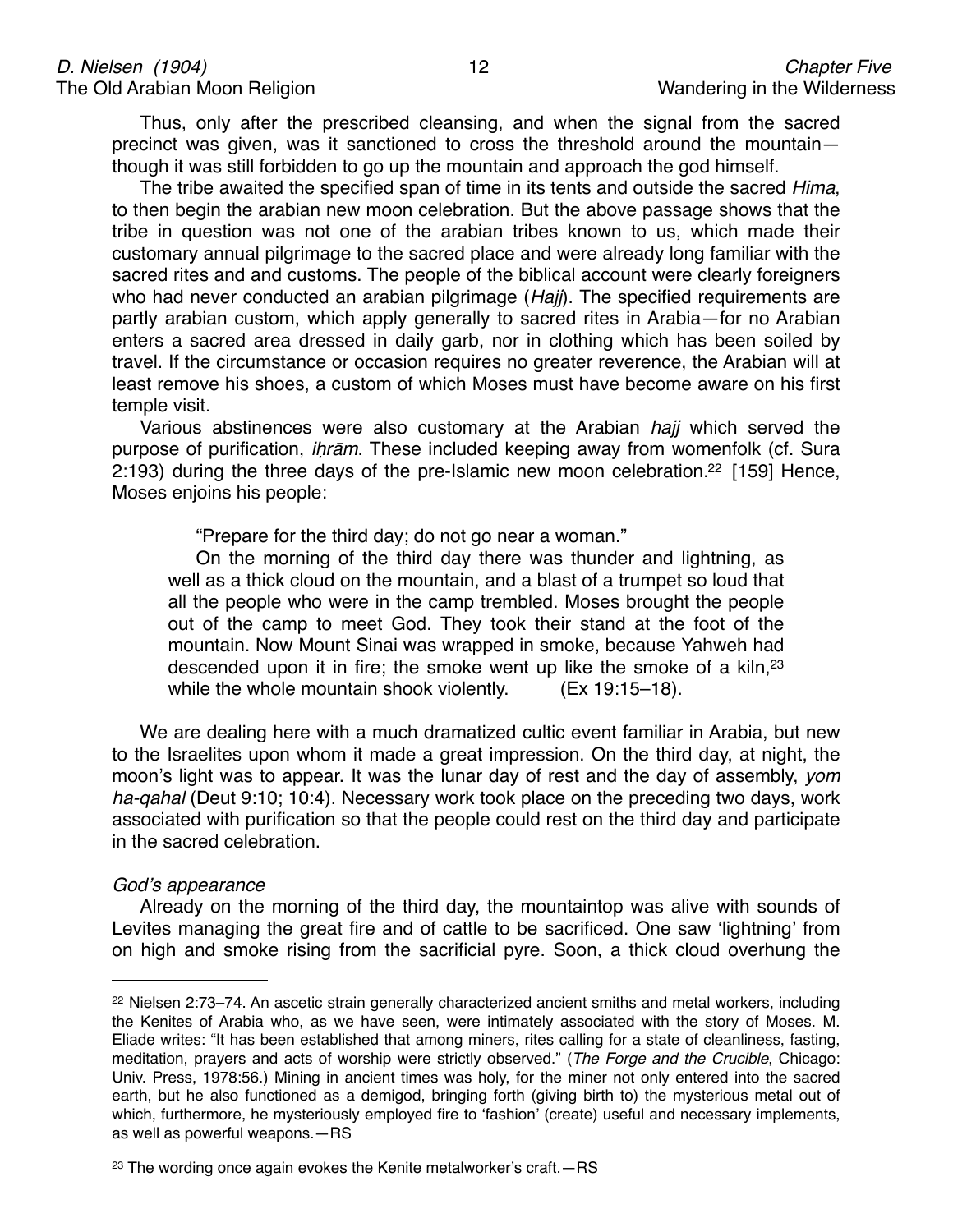Thus, only after the prescribed cleansing, and when the signal from the sacred precinct was given, was it sanctioned to cross the threshold around the mountain—though it was still forbidden to go up the mountain and approach the god himself.

The tribe awaited the specified span of time in its tents and outside the sacred *Hima*, to then begin the arabian new moon celebration. But the above passage shows that the tribe in question was not one of the arabian tribes known to us, which made their customary annual pilgrimage to the sacred place and were already long familiar with the sacred rites and and customs. The people of the biblical account were clearly foreigners who had never conducted an arabian pilgrimage (*Hajj*). The specified requirements are partly arabian custom, which apply generally to sacred rites in Arabia—for no Arabian enters a sacred area dressed in daily garb, nor in clothing which has been soiled by travel. If the circumstance or occasion requires no greater reverence, the Arabian will at least remove his shoes, a custom of which Moses must have become aware on his first temple visit.

Various abstinences were also customary at the Arabian *hajj* which served the purpose of purification, *iḥrām*. These included keeping away from womenfolk (cf. Sura 2:193) during the three days of the pre-Islamic new moon celebration.[22] [159] Hence, Moses enjoins his people:

> "Prepare for the third day; do not go near a woman."
>
> On the morning of the third day there was thunder and lightning, as well as a thick cloud on the mountain, and a blast of a trumpet so loud that all the people who were in the camp trembled. Moses brought the people out of the camp to meet God. They took their stand at the foot of the mountain. Now Mount Sinai was wrapped in smoke, because Yahweh had descended upon it in fire; the smoke went up like the smoke of a kiln,[23] while the whole mountain shook violently. (Ex 19:15–18).

We are dealing here with a much dramatized cultic event familiar in Arabia, but new to the Israelites upon whom it made a great impression. On the third day, at night, the moon's light was to appear. It was the lunar day of rest and the day of assembly, *yom ha-qahal* (Deut 9:10; 10:4). Necessary work took place on the preceding two days, work associated with purification so that the people could rest on the third day and participate in the sacred celebration.

*God's appearance*

Already on the morning of the third day, the mountaintop was alive with sounds of Levites managing the great fire and of cattle to be sacrificed. One saw 'lightning' from on high and smoke rising from the sacrificial pyre. Soon, a thick cloud overhung the

---

[22] Nielsen 2:73–74. An ascetic strain generally characterized ancient smiths and metal workers, including the Kenites of Arabia who, as we have seen, were intimately associated with the story of Moses. M. Eliade writes: "It has been established that among miners, rites calling for a state of cleanliness, fasting, meditation, prayers and acts of worship were strictly observed." (*The Forge and the Crucible*, Chicago: Univ. Press, 1978:56.) Mining in ancient times was holy, for the miner not only entered into the sacred earth, but he also functioned as a demigod, bringing forth (giving birth to) the mysterious metal out of which, furthermore, he mysteriously employed fire to 'fashion' (create) useful and necessary implements, as well as powerful weapons.—RS

[23] The wording once again evokes the Kenite metalworker's craft.—RS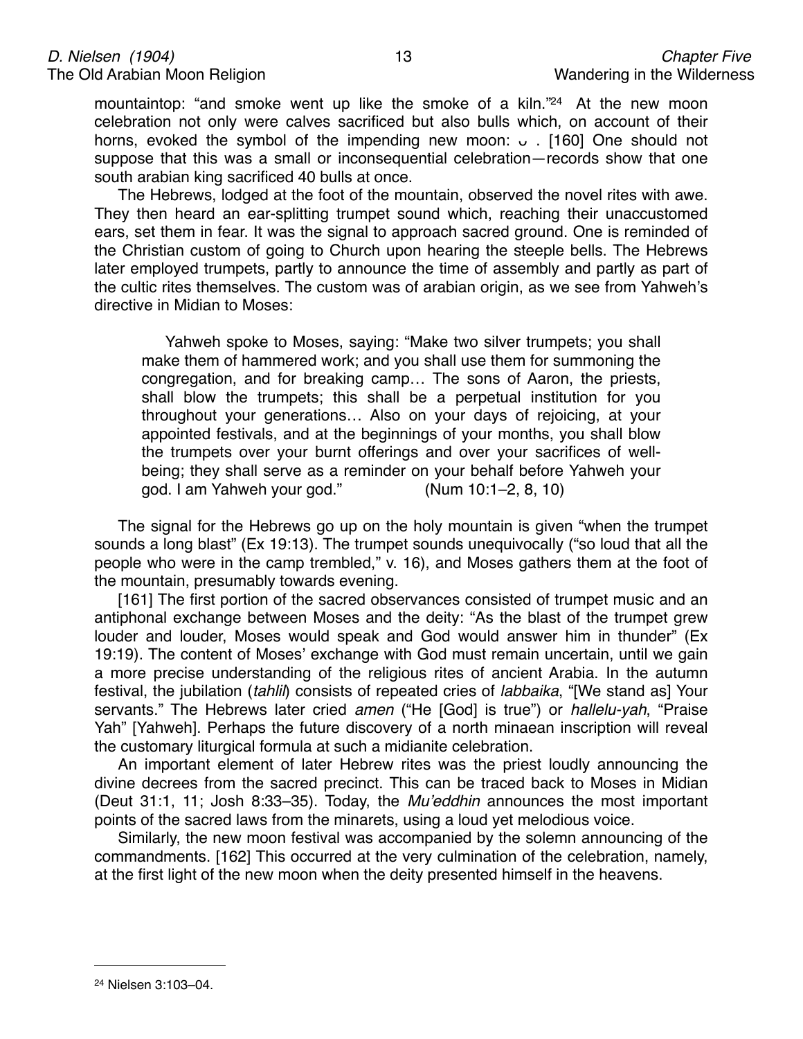mountaintop: "and smoke went up like the smoke of a kiln."[24] At the new moon celebration not only were calves sacrificed but also bulls which, on account of their horns, evoked the symbol of the impending new moon: ᴗ . [160] One should not suppose that this was a small or inconsequential celebration—records show that one south arabian king sacrificed 40 bulls at once.

The Hebrews, lodged at the foot of the mountain, observed the novel rites with awe. They then heard an ear-splitting trumpet sound which, reaching their unaccustomed ears, set them in fear. It was the signal to approach sacred ground. One is reminded of the Christian custom of going to Church upon hearing the steeple bells. The Hebrews later employed trumpets, partly to announce the time of assembly and partly as part of the cultic rites themselves. The custom was of arabian origin, as we see from Yahweh's directive in Midian to Moses:

> Yahweh spoke to Moses, saying: "Make two silver trumpets; you shall make them of hammered work; and you shall use them for summoning the congregation, and for breaking camp… The sons of Aaron, the priests, shall blow the trumpets; this shall be a perpetual institution for you throughout your generations… Also on your days of rejoicing, at your appointed festivals, and at the beginnings of your months, you shall blow the trumpets over your burnt offerings and over your sacrifices of well-being; they shall serve as a reminder on your behalf before Yahweh your god. I am Yahweh your god." (Num 10:1–2, 8, 10)

The signal for the Hebrews go up on the holy mountain is given "when the trumpet sounds a long blast" (Ex 19:13). The trumpet sounds unequivocally ("so loud that all the people who were in the camp trembled," v. 16), and Moses gathers them at the foot of the mountain, presumably towards evening.

[161] The first portion of the sacred observances consisted of trumpet music and an antiphonal exchange between Moses and the deity: "As the blast of the trumpet grew louder and louder, Moses would speak and God would answer him in thunder" (Ex 19:19). The content of Moses' exchange with God must remain uncertain, until we gain a more precise understanding of the religious rites of ancient Arabia. In the autumn festival, the jubilation (*tahlil*) consists of repeated cries of *labbaika*, "[We stand as] Your servants." The Hebrews later cried *amen* ("He [God] is true") or *hallelu-yah*, "Praise Yah" [Yahweh]. Perhaps the future discovery of a north minaean inscription will reveal the customary liturgical formula at such a midianite celebration.

An important element of later Hebrew rites was the priest loudly announcing the divine decrees from the sacred precinct. This can be traced back to Moses in Midian (Deut 31:1, 11; Josh 8:33–35). Today, the *Mu'eddhin* announces the most important points of the sacred laws from the minarets, using a loud yet melodious voice.

Similarly, the new moon festival was accompanied by the solemn announcing of the commandments. [162] This occurred at the very culmination of the celebration, namely, at the first light of the new moon when the deity presented himself in the heavens.

---

[24] Nielsen 3:103–04.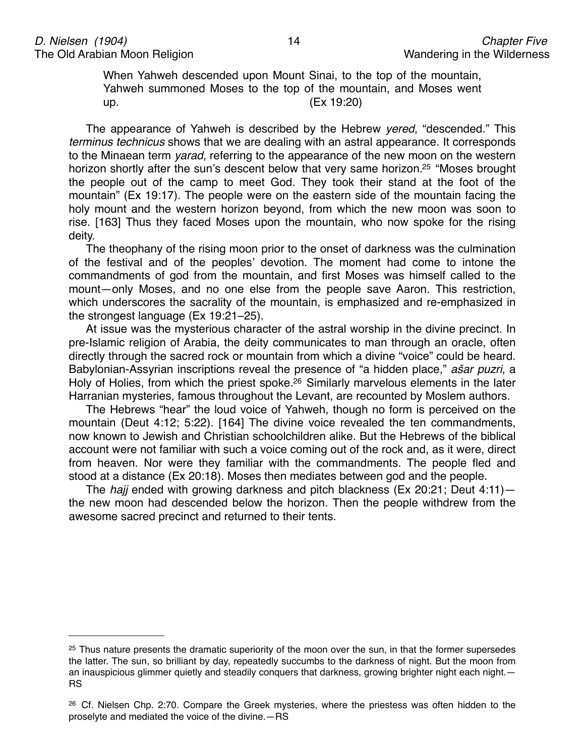> When Yahweh descended upon Mount Sinai, to the top of the mountain, Yahweh summoned Moses to the top of the mountain, and Moses went up. (Ex 19:20)

The appearance of Yahweh is described by the Hebrew *yered*, "descended." This *terminus technicus* shows that we are dealing with an astral appearance. It corresponds to the Minaean term *yarad*, referring to the appearance of the new moon on the western horizon shortly after the sun's descent below that very same horizon.[25] "Moses brought the people out of the camp to meet God. They took their stand at the foot of the mountain" (Ex 19:17). The people were on the eastern side of the mountain facing the holy mount and the western horizon beyond, from which the new moon was soon to rise. [163] Thus they faced Moses upon the mountain, who now spoke for the rising deity.

The theophany of the rising moon prior to the onset of darkness was the culmination of the festival and of the peoples' devotion. The moment had come to intone the commandments of god from the mountain, and first Moses was himself called to the mount—only Moses, and no one else from the people save Aaron. This restriction, which underscores the sacrality of the mountain, is emphasized and re-emphasized in the strongest language (Ex 19:21–25).

At issue was the mysterious character of the astral worship in the divine precinct. In pre-Islamic religion of Arabia, the deity communicates to man through an oracle, often directly through the sacred rock or mountain from which a divine "voice" could be heard. Babylonian-Assyrian inscriptions reveal the presence of "a hidden place," *ašar puzri*, a Holy of Holies, from which the priest spoke.[26] Similarly marvelous elements in the later Harranian mysteries, famous throughout the Levant, are recounted by Moslem authors.

The Hebrews "hear" the loud voice of Yahweh, though no form is perceived on the mountain (Deut 4:12; 5:22). [164] The divine voice revealed the ten commandments, now known to Jewish and Christian schoolchildren alike. But the Hebrews of the biblical account were not familiar with such a voice coming out of the rock and, as it were, direct from heaven. Nor were they familiar with the commandments. The people fled and stood at a distance (Ex 20:18). Moses then mediates between god and the people.

The *hajj* ended with growing darkness and pitch blackness (Ex 20:21; Deut 4:11)—the new moon had descended below the horizon. Then the people withdrew from the awesome sacred precinct and returned to their tents.

---

[25] Thus nature presents the dramatic superiority of the moon over the sun, in that the former supersedes the latter. The sun, so brilliant by day, repeatedly succumbs to the darkness of night. But the moon from an inauspicious glimmer quietly and steadily conquers that darkness, growing brighter night each night.—RS

[26] Cf. Nielsen Chp. 2:70. Compare the Greek mysteries, where the priestess was often hidden to the proselyte and mediated the voice of the divine.—RS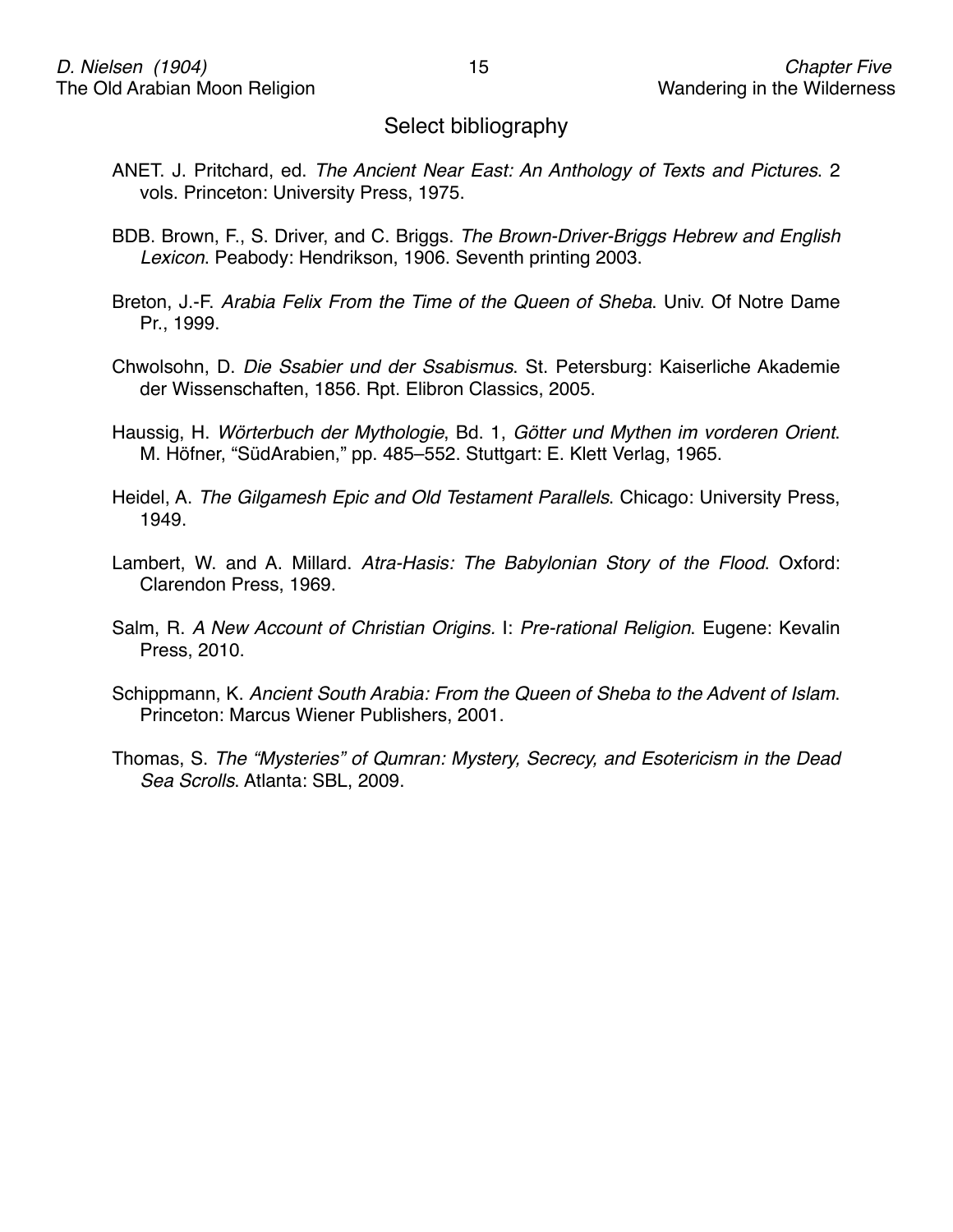## Select bibliography

ANET. J. Pritchard, ed. *The Ancient Near East: An Anthology of Texts and Pictures*. 2 vols. Princeton: University Press, 1975.

BDB. Brown, F., S. Driver, and C. Briggs. *The Brown-Driver-Briggs Hebrew and English Lexicon*. Peabody: Hendrikson, 1906. Seventh printing 2003.

Breton, J.-F. *Arabia Felix From the Time of the Queen of Sheba*. Univ. Of Notre Dame Pr., 1999.

Chwolsohn, D. *Die Ssabier und der Ssabismus*. St. Petersburg: Kaiserliche Akademie der Wissenschaften, 1856. Rpt. Elibron Classics, 2005.

Haussig, H. *Wörterbuch der Mythologie*, Bd. 1, *Götter und Mythen im vorderen Orient*. M. Höfner, "SüdArabien," pp. 485–552. Stuttgart: E. Klett Verlag, 1965.

Heidel, A. *The Gilgamesh Epic and Old Testament Parallels*. Chicago: University Press, 1949.

Lambert, W. and A. Millard. *Atra-Hasis: The Babylonian Story of the Flood*. Oxford: Clarendon Press, 1969.

Salm, R. *A New Account of Christian Origins.* I: *Pre-rational Religion*. Eugene: Kevalin Press, 2010.

Schippmann, K. *Ancient South Arabia: From the Queen of Sheba to the Advent of Islam*. Princeton: Marcus Wiener Publishers, 2001.

Thomas, S. *The "Mysteries" of Qumran: Mystery, Secrecy, and Esotericism in the Dead Sea Scrolls*. Atlanta: SBL, 2009.